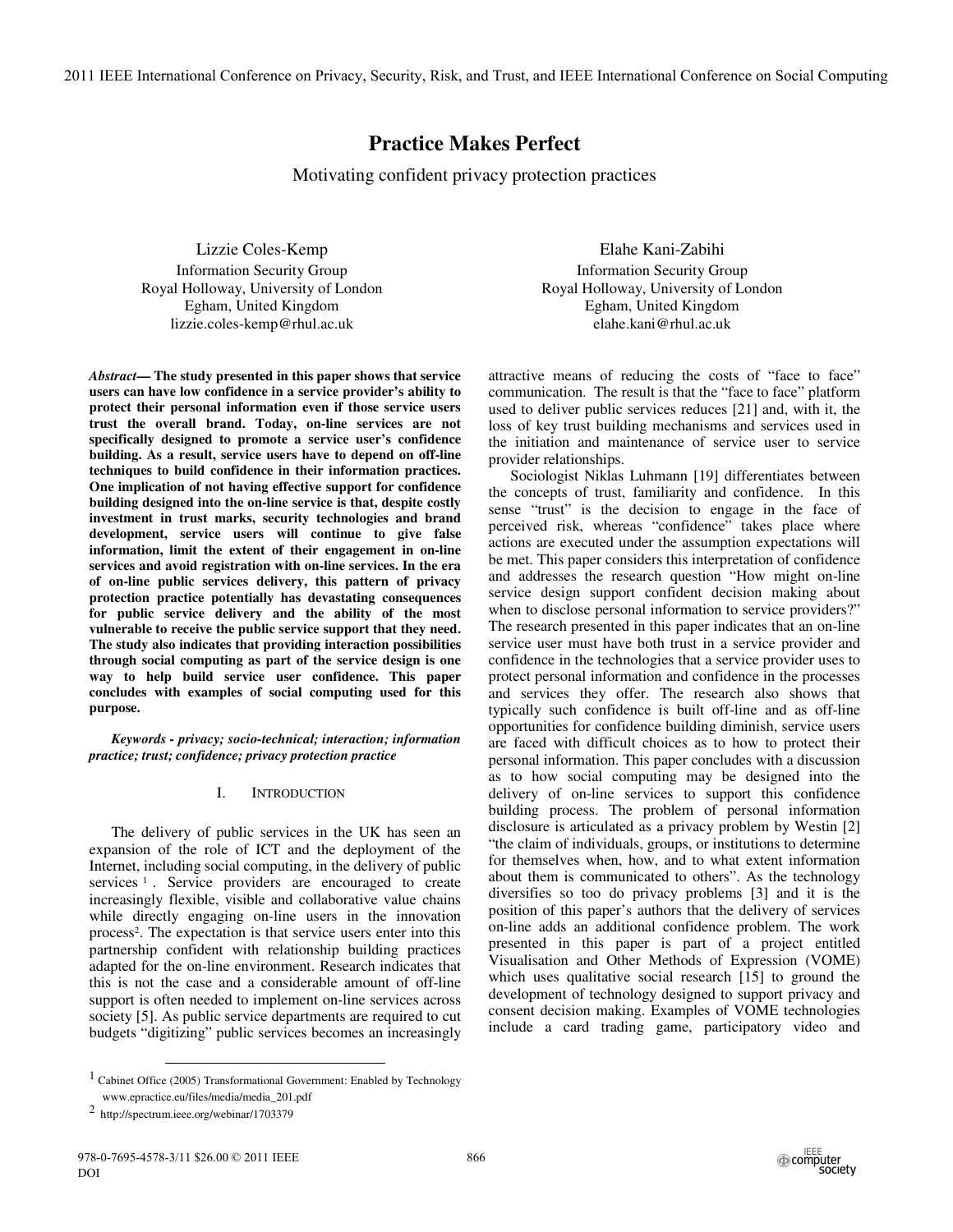# Practice Makes Perfect

Motivating confident privacy protection practices

Lizzie Coles-Kemp
Information Security Group
Royal Holloway, University of London
Egham, United Kingdom
lizzie.coles-kemp@rhul.ac.uk

Elahe Kani-Zabihi
Information Security Group
Royal Holloway, University of London
Egham, United Kingdom
elahe.kani@rhul.ac.uk

***Abstract*— The study presented in this paper shows that service users can have low confidence in a service provider's ability to protect their personal information even if those service users trust the overall brand. Today, on-line services are not specifically designed to promote a service user's confidence building. As a result, service users have to depend on off-line techniques to build confidence in their information practices. One implication of not having effective support for confidence building designed into the on-line service is that, despite costly investment in trust marks, security technologies and brand development, service users will continue to give false information, limit the extent of their engagement in on-line services and avoid registration with on-line services. In the era of on-line public services delivery, this pattern of privacy protection practice potentially has devastating consequences for public service delivery and the ability of the most vulnerable to receive the public service support that they need. The study also indicates that providing interaction possibilities through social computing as part of the service design is one way to help build service user confidence. This paper concludes with examples of social computing used for this purpose.**

***Keywords - privacy; socio-technical; interaction; information practice; trust; confidence; privacy protection practice***

## I. Introduction

The delivery of public services in the UK has seen an expansion of the role of ICT and the deployment of the Internet, including social computing, in the delivery of public services [1]. Service providers are encouraged to create increasingly flexible, visible and collaborative value chains while directly engaging on-line users in the innovation process[2]. The expectation is that service users enter into this partnership confident with relationship building practices adapted for the on-line environment. Research indicates that this is not the case and a considerable amount of off-line support is often needed to implement on-line services across society [5]. As public service departments are required to cut budgets "digitizing" public services becomes an increasingly attractive means of reducing the costs of "face to face" communication. The result is that the "face to face" platform used to deliver public services reduces [21] and, with it, the loss of key trust building mechanisms and services used in the initiation and maintenance of service user to service provider relationships.

Sociologist Niklas Luhmann [19] differentiates between the concepts of trust, familiarity and confidence. In this sense "trust" is the decision to engage in the face of perceived risk, whereas "confidence" takes place where actions are executed under the assumption expectations will be met. This paper considers this interpretation of confidence and addresses the research question "How might on-line service design support confident decision making about when to disclose personal information to service providers?" The research presented in this paper indicates that an on-line service user must have both trust in a service provider and confidence in the technologies that a service provider uses to protect personal information and confidence in the processes and services they offer. The research also shows that typically such confidence is built off-line and as off-line opportunities for confidence building diminish, service users are faced with difficult choices as to how to protect their personal information. This paper concludes with a discussion as to how social computing may be designed into the delivery of on-line services to support this confidence building process. The problem of personal information disclosure is articulated as a privacy problem by Westin [2] "the claim of individuals, groups, or institutions to determine for themselves when, how, and to what extent information about them is communicated to others". As the technology diversifies so too do privacy problems [3] and it is the position of this paper's authors that the delivery of services on-line adds an additional confidence problem. The work presented in this paper is part of a project entitled Visualisation and Other Methods of Expression (VOME) which uses qualitative social research [15] to ground the development of technology designed to support privacy and consent decision making. Examples of VOME technologies include a card trading game, participatory video and

[1] Cabinet Office (2005) Transformational Government: Enabled by Technology www.epractice.eu/files/media/media_201.pdf

[2] http://spectrum.ieee.org/webinar/1703379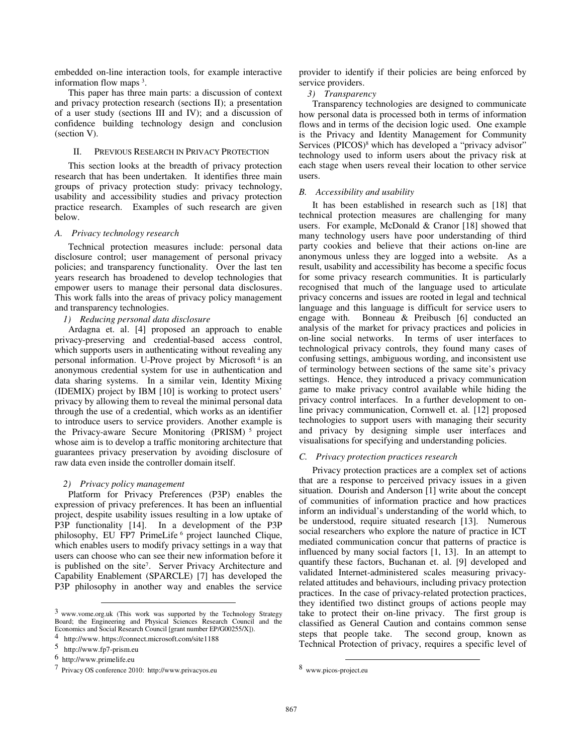embedded on-line interaction tools, for example interactive information flow maps [3].

This paper has three main parts: a discussion of context and privacy protection research (sections II); a presentation of a user study (sections III and IV); and a discussion of confidence building technology design and conclusion (section V).

## II. Previous Research in Privacy Protection

This section looks at the breadth of privacy protection research that has been undertaken. It identifies three main groups of privacy protection study: privacy technology, usability and accessibility studies and privacy protection practice research. Examples of such research are given below.

### A. Privacy technology research

Technical protection measures include: personal data disclosure control; user management of personal privacy policies; and transparency functionality. Over the last ten years research has broadened to develop technologies that empower users to manage their personal data disclosures. This work falls into the areas of privacy policy management and transparency technologies.

#### 1) Reducing personal data disclosure

Ardagna et. al. [4] proposed an approach to enable privacy-preserving and credential-based access control, which supports users in authenticating without revealing any personal information. U-Prove project by Microsoft [4] is an anonymous credential system for use in authentication and data sharing systems. In a similar vein, Identity Mixing (IDEMIX) project by IBM [10] is working to protect users' privacy by allowing them to reveal the minimal personal data through the use of a credential, which works as an identifier to introduce users to service providers. Another example is the Privacy-aware Secure Monitoring (PRISM) [5] project whose aim is to develop a traffic monitoring architecture that guarantees privacy preservation by avoiding disclosure of raw data even inside the controller domain itself.

#### 2) Privacy policy management

Platform for Privacy Preferences (P3P) enables the expression of privacy preferences. It has been an influential project, despite usability issues resulting in a low uptake of P3P functionality [14]. In a development of the P3P philosophy, EU FP7 PrimeLife [6] project launched Clique, which enables users to modify privacy settings in a way that users can choose who can see their new information before it is published on the site[7]. Server Privacy Architecture and Capability Enablement (SPARCLE) [7] has developed the P3P philosophy in another way and enables the service provider to identify if their policies are being enforced by service providers.

#### 3) Transparency

Transparency technologies are designed to communicate how personal data is processed both in terms of information flows and in terms of the decision logic used. One example is the Privacy and Identity Management for Community Services (PICOS)[8] which has developed a "privacy advisor" technology used to inform users about the privacy risk at each stage when users reveal their location to other service users.

### B. Accessibility and usability

It has been established in research such as [18] that technical protection measures are challenging for many users. For example, McDonald & Cranor [18] showed that many technology users have poor understanding of third party cookies and believe that their actions on-line are anonymous unless they are logged into a website. As a result, usability and accessibility has become a specific focus for some privacy research communities. It is particularly recognised that much of the language used to articulate privacy concerns and issues are rooted in legal and technical language and this language is difficult for service users to engage with. Bonneau & Preibusch [6] conducted an analysis of the market for privacy practices and policies in on-line social networks. In terms of user interfaces to technological privacy controls, they found many cases of confusing settings, ambiguous wording, and inconsistent use of terminology between sections of the same site's privacy settings. Hence, they introduced a privacy communication game to make privacy control available while hiding the privacy control interfaces. In a further development to on-line privacy communication, Cornwell et. al. [12] proposed technologies to support users with managing their security and privacy by designing simple user interfaces and visualisations for specifying and understanding policies.

### C. Privacy protection practices research

Privacy protection practices are a complex set of actions that are a response to perceived privacy issues in a given situation. Dourish and Anderson [1] write about the concept of communities of information practice and how practices inform an individual's understanding of the world which, to be understood, require situated research [13]. Numerous social researchers who explore the nature of practice in ICT mediated communication concur that patterns of practice is influenced by many social factors [1, 13]. In an attempt to quantify these factors, Buchanan et. al. [9] developed and validated Internet-administered scales measuring privacy-related attitudes and behaviours, including privacy protection practices. In the case of privacy-related protection practices, they identified two distinct groups of actions people may take to protect their on-line privacy. The first group is classified as General Caution and contains common sense steps that people take. The second group, known as Technical Protection of privacy, requires a specific level of

---

[3] www.vome.org.uk (This work was supported by the Technology Strategy Board; the Engineering and Physical Sciences Research Council and the Economics and Social Research Council [grant number EP/G00255/X]).

[4] http://www. https://connect.microsoft.com/site1188

[5] http://www.fp7-prism.eu

[6] http://www.primelife.eu

[7] Privacy OS conference 2010: http://www.privacyos.eu

[8] www.picos-project.eu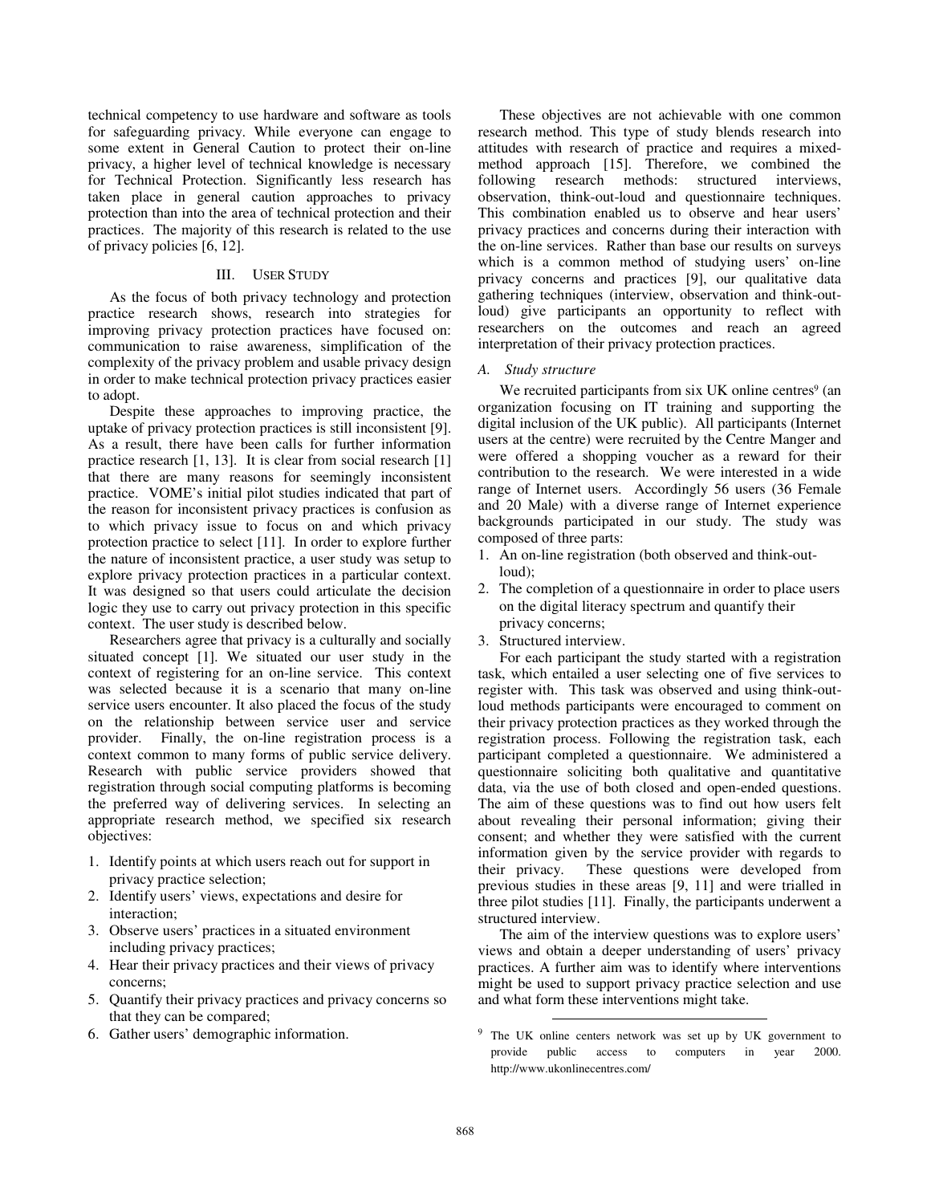technical competency to use hardware and software as tools for safeguarding privacy. While everyone can engage to some extent in General Caution to protect their on-line privacy, a higher level of technical knowledge is necessary for Technical Protection. Significantly less research has taken place in general caution approaches to privacy protection than into the area of technical protection and their practices. The majority of this research is related to the use of privacy policies [6, 12].

## III. User Study

As the focus of both privacy technology and protection practice research shows, research into strategies for improving privacy protection practices have focused on: communication to raise awareness, simplification of the complexity of the privacy problem and usable privacy design in order to make technical protection privacy practices easier to adopt.

Despite these approaches to improving practice, the uptake of privacy protection practices is still inconsistent [9]. As a result, there have been calls for further information practice research [1, 13]. It is clear from social research [1] that there are many reasons for seemingly inconsistent practice. VOME's initial pilot studies indicated that part of the reason for inconsistent privacy practices is confusion as to which privacy issue to focus on and which privacy protection practice to select [11]. In order to explore further the nature of inconsistent practice, a user study was setup to explore privacy protection practices in a particular context. It was designed so that users could articulate the decision logic they use to carry out privacy protection in this specific context. The user study is described below.

Researchers agree that privacy is a culturally and socially situated concept [1]. We situated our user study in the context of registering for an on-line service. This context was selected because it is a scenario that many on-line service users encounter. It also placed the focus of the study on the relationship between service user and service provider. Finally, the on-line registration process is a context common to many forms of public service delivery. Research with public service providers showed that registration through social computing platforms is becoming the preferred way of delivering services. In selecting an appropriate research method, we specified six research objectives:

1. Identify points at which users reach out for support in privacy practice selection;
2. Identify users' views, expectations and desire for interaction;
3. Observe users' practices in a situated environment including privacy practices;
4. Hear their privacy practices and their views of privacy concerns;
5. Quantify their privacy practices and privacy concerns so that they can be compared;
6. Gather users' demographic information.

These objectives are not achievable with one common research method. This type of study blends research into attitudes with research of practice and requires a mixed-method approach [15]. Therefore, we combined the following research methods: structured interviews, observation, think-out-loud and questionnaire techniques. This combination enabled us to observe and hear users' privacy practices and concerns during their interaction with the on-line services. Rather than base our results on surveys which is a common method of studying users' on-line privacy concerns and practices [9], our qualitative data gathering techniques (interview, observation and think-out-loud) give participants an opportunity to reflect with researchers on the outcomes and reach an agreed interpretation of their privacy protection practices.

### *A. Study structure*

We recruited participants from six UK online centres[9] (an organization focusing on IT training and supporting the digital inclusion of the UK public). All participants (Internet users at the centre) were recruited by the Centre Manger and were offered a shopping voucher as a reward for their contribution to the research. We were interested in a wide range of Internet users. Accordingly 56 users (36 Female and 20 Male) with a diverse range of Internet experience backgrounds participated in our study. The study was composed of three parts:

1. An on-line registration (both observed and think-out-loud);
2. The completion of a questionnaire in order to place users on the digital literacy spectrum and quantify their privacy concerns;
3. Structured interview.

For each participant the study started with a registration task, which entailed a user selecting one of five services to register with. This task was observed and using think-out-loud methods participants were encouraged to comment on their privacy protection practices as they worked through the registration process. Following the registration task, each participant completed a questionnaire. We administered a questionnaire soliciting both qualitative and quantitative data, via the use of both closed and open-ended questions. The aim of these questions was to find out how users felt about revealing their personal information; giving their consent; and whether they were satisfied with the current information given by the service provider with regards to their privacy. These questions were developed from previous studies in these areas [9, 11] and were trialled in three pilot studies [11]. Finally, the participants underwent a structured interview.

The aim of the interview questions was to explore users' views and obtain a deeper understanding of users' privacy practices. A further aim was to identify where interventions might be used to support privacy practice selection and use and what form these interventions might take.

---

[9] The UK online centers network was set up by UK government to provide public access to computers in year 2000. http://www.ukonlinecentres.com/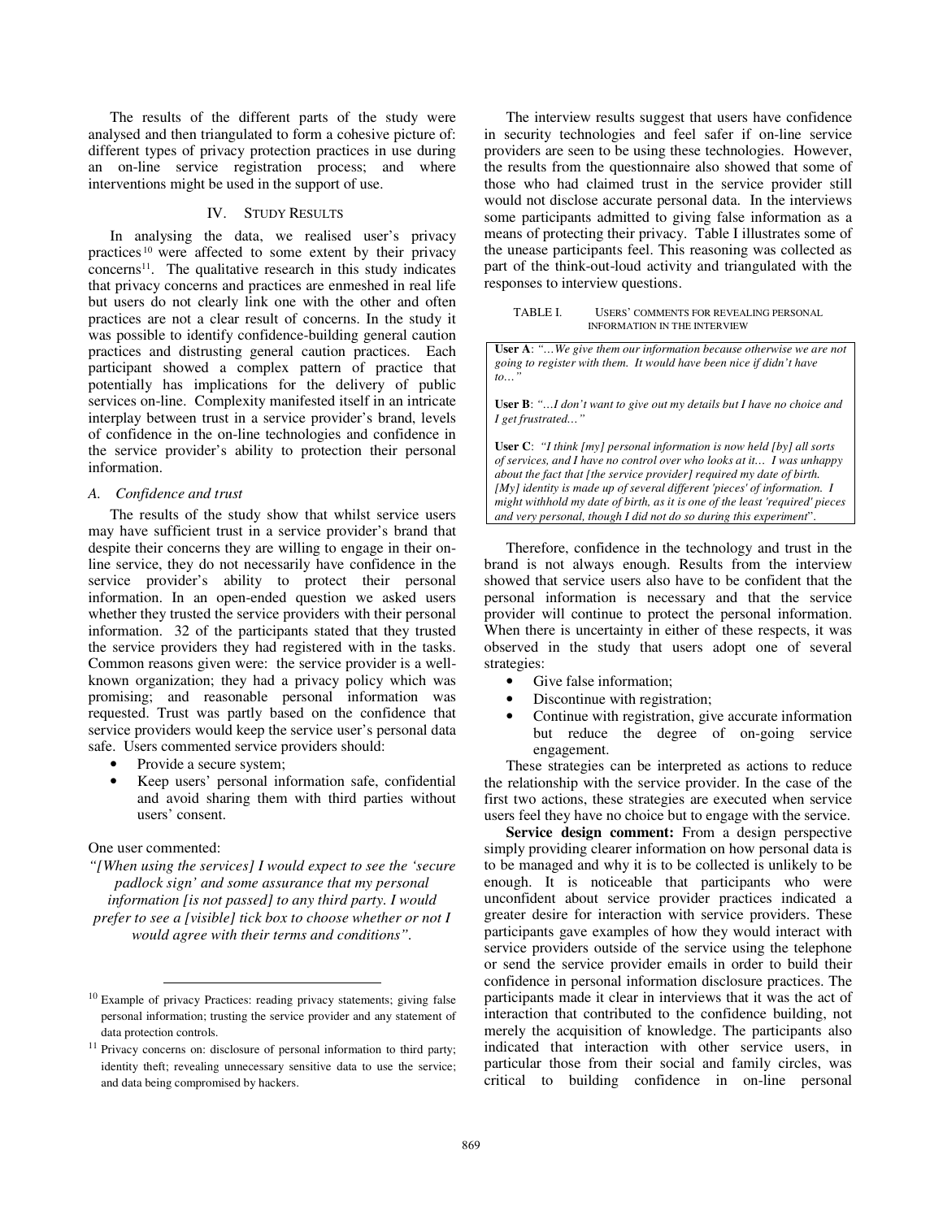The results of the different parts of the study were analysed and then triangulated to form a cohesive picture of: different types of privacy protection practices in use during an on-line service registration process; and where interventions might be used in the support of use.

## IV. STUDY RESULTS

In analysing the data, we realised user's privacy practices[10] were affected to some extent by their privacy concerns[11]. The qualitative research in this study indicates that privacy concerns and practices are enmeshed in real life but users do not clearly link one with the other and often practices are not a clear result of concerns. In the study it was possible to identify confidence-building general caution practices and distrusting general caution practices. Each participant showed a complex pattern of practice that potentially has implications for the delivery of public services on-line. Complexity manifested itself in an intricate interplay between trust in a service provider's brand, levels of confidence in the on-line technologies and confidence in the service provider's ability to protection their personal information.

### A. Confidence and trust

The results of the study show that whilst service users may have sufficient trust in a service provider's brand that despite their concerns they are willing to engage in their on-line service, they do not necessarily have confidence in the service provider's ability to protect their personal information. In an open-ended question we asked users whether they trusted the service providers with their personal information. 32 of the participants stated that they trusted the service providers they had registered with in the tasks. Common reasons given were: the service provider is a well-known organization; they had a privacy policy which was promising; and reasonable personal information was requested. Trust was partly based on the confidence that service providers would keep the service user's personal data safe. Users commented service providers should:

- Provide a secure system;
- Keep users' personal information safe, confidential and avoid sharing them with third parties without users' consent.

One user commented:

*"[When using the services] I would expect to see the 'secure padlock sign' and some assurance that my personal information [is not passed] to any third party. I would prefer to see a [visible] tick box to choose whether or not I would agree with their terms and conditions".*

The interview results suggest that users have confidence in security technologies and feel safer if on-line service providers are seen to be using these technologies. However, the results from the questionnaire also showed that some of those who had claimed trust in the service provider still would not disclose accurate personal data. In the interviews some participants admitted to giving false information as a means of protecting their privacy. Table I illustrates some of the unease participants feel. This reasoning was collected as part of the think-out-loud activity and triangulated with the responses to interview questions.

TABLE I. USERS' COMMENTS FOR REVEALING PERSONAL INFORMATION IN THE INTERVIEW

| |
|---|
| **User A**: *"…We give them our information because otherwise we are not going to register with them. It would have been nice if didn't have to…"* |
| **User B**: *"…I don't want to give out my details but I have no choice and I get frustrated…"* |
| **User C**: *"I think [my] personal information is now held [by] all sorts of services, and I have no control over who looks at it… I was unhappy about the fact that [the service provider] required my date of birth. [My] identity is made up of several different 'pieces' of information. I might withhold my date of birth, as it is one of the least 'required' pieces and very personal, though I did not do so during this experiment*". |

Therefore, confidence in the technology and trust in the brand is not always enough. Results from the interview showed that service users also have to be confident that the personal information is necessary and that the service provider will continue to protect the personal information. When there is uncertainty in either of these respects, it was observed in the study that users adopt one of several strategies:

- Give false information;
- Discontinue with registration;
- Continue with registration, give accurate information but reduce the degree of on-going service engagement.

These strategies can be interpreted as actions to reduce the relationship with the service provider. In the case of the first two actions, these strategies are executed when service users feel they have no choice but to engage with the service.

**Service design comment:** From a design perspective simply providing clearer information on how personal data is to be managed and why it is to be collected is unlikely to be enough. It is noticeable that participants who were unconfident about service provider practices indicated a greater desire for interaction with service providers. These participants gave examples of how they would interact with service providers outside of the service using the telephone or send the service provider emails in order to build their confidence in personal information disclosure practices. The participants made it clear in interviews that it was the act of interaction that contributed to the confidence building, not merely the acquisition of knowledge. The participants also indicated that interaction with other service users, in particular those from their social and family circles, was critical to building confidence in on-line personal

[10] Example of privacy Practices: reading privacy statements; giving false personal information; trusting the service provider and any statement of data protection controls.

[11] Privacy concerns on: disclosure of personal information to third party; identity theft; revealing unnecessary sensitive data to use the service; and data being compromised by hackers.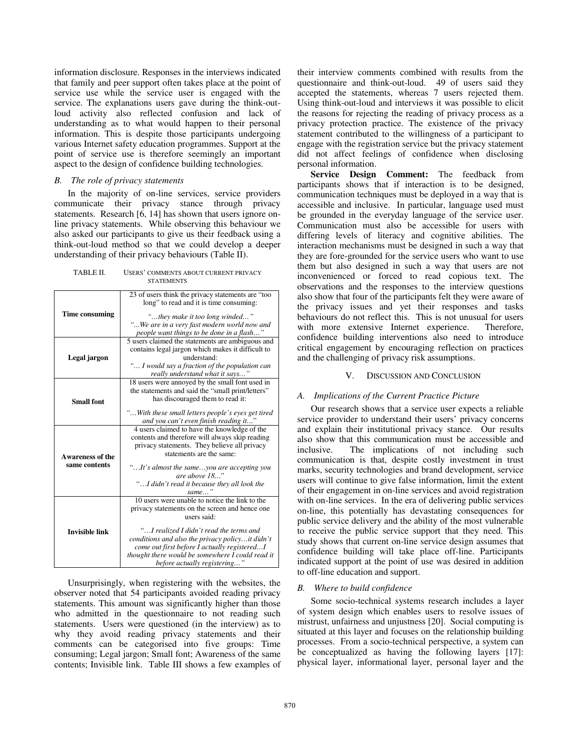information disclosure. Responses in the interviews indicated that family and peer support often takes place at the point of service use while the service user is engaged with the service. The explanations users gave during the think-out-loud activity also reflected confusion and lack of understanding as to what would happen to their personal information. This is despite those participants undergoing various Internet safety education programmes. Support at the point of service use is therefore seemingly an important aspect to the design of confidence building technologies.

### *B. The role of privacy statements*

In the majority of on-line services, service providers communicate their privacy stance through privacy statements. Research [6, 14] has shown that users ignore on-line privacy statements. While observing this behaviour we also asked our participants to give us their feedback using a think-out-loud method so that we could develop a deeper understanding of their privacy behaviours (Table II).

TABLE II. USERS' COMMENTS ABOUT CURRENT PRIVACY STATEMENTS

| | |
|---|---|
| **Time consuming** | 23 of users think the privacy statements are "too long" to read and it is time consuming: *"…they make it too long winded…"* *"...We are in a very fast modern world now and people want things to be done in a flash…"* |
| **Legal jargon** | 5 users claimed the statements are ambiguous and contains legal jargon which makes it difficult to understand: *"… I would say a fraction of the population can really understand what it says…"* |
| **Small font** | 18 users were annoyed by the small font used in the statements and said the "small print/letters" has discouraged them to read it: *"…With these small letters people's eyes get tired and you can't even finish reading it…"* |
| **Awareness of the same contents** | 4 users claimed to have the knowledge of the contents and therefore will always skip reading privacy statements. They believe all privacy statements are the same: *"…It's almost the same…you are accepting you are above 18…"* *"…I didn't read it because they all look the same…"* |
| **Invisible link** | 10 users were unable to notice the link to the privacy statements on the screen and hence one users said: *"…I realized I didn't read the terms and conditions and also the privacy policy…it didn't come out first before I actually registered…I thought there would be somewhere I could read it before actually registering…"* |

Unsurprisingly, when registering with the websites, the observer noted that 54 participants avoided reading privacy statements. This amount was significantly higher than those who admitted in the questionnaire to not reading such statements. Users were questioned (in the interview) as to why they avoid reading privacy statements and their comments can be categorised into five groups: Time consuming; Legal jargon; Small font; Awareness of the same contents; Invisible link. Table III shows a few examples of their interview comments combined with results from the questionnaire and think-out-loud. 49 of users said they accepted the statements, whereas 7 users rejected them. Using think-out-loud and interviews it was possible to elicit the reasons for rejecting the reading of privacy process as a privacy protection practice. The existence of the privacy statement contributed to the willingness of a participant to engage with the registration service but the privacy statement did not affect feelings of confidence when disclosing personal information.

**Service Design Comment:** The feedback from participants shows that if interaction is to be designed, communication techniques must be deployed in a way that is accessible and inclusive. In particular, language used must be grounded in the everyday language of the service user. Communication must also be accessible for users with differing levels of literacy and cognitive abilities. The interaction mechanisms must be designed in such a way that they are fore-grounded for the service users who want to use them but also designed in such a way that users are not inconvenienced or forced to read copious text. The observations and the responses to the interview questions also show that four of the participants felt they were aware of the privacy issues and yet their responses and tasks behaviours do not reflect this. This is not unusual for users with more extensive Internet experience. Therefore, confidence building interventions also need to introduce critical engagement by encouraging reflection on practices and the challenging of privacy risk assumptions.

## V. DISCUSSION AND CONCLUSION

### *A. Implications of the Current Practice Picture*

Our research shows that a service user expects a reliable service provider to understand their users' privacy concerns and explain their institutional privacy stance. Our results also show that this communication must be accessible and inclusive. The implications of not including such communication is that, despite costly investment in trust marks, security technologies and brand development, service users will continue to give false information, limit the extent of their engagement in on-line services and avoid registration with on-line services. In the era of delivering public services on-line, this potentially has devastating consequences for public service delivery and the ability of the most vulnerable to receive the public service support that they need. This study shows that current on-line service design assumes that confidence building will take place off-line. Participants indicated support at the point of use was desired in addition to off-line education and support.

### *B. Where to build confidence*

Some socio-technical systems research includes a layer of system design which enables users to resolve issues of mistrust, unfairness and unjustness [20]. Social computing is situated at this layer and focuses on the relationship building processes. From a socio-technical perspective, a system can be conceptualized as having the following layers [17]: physical layer, informational layer, personal layer and the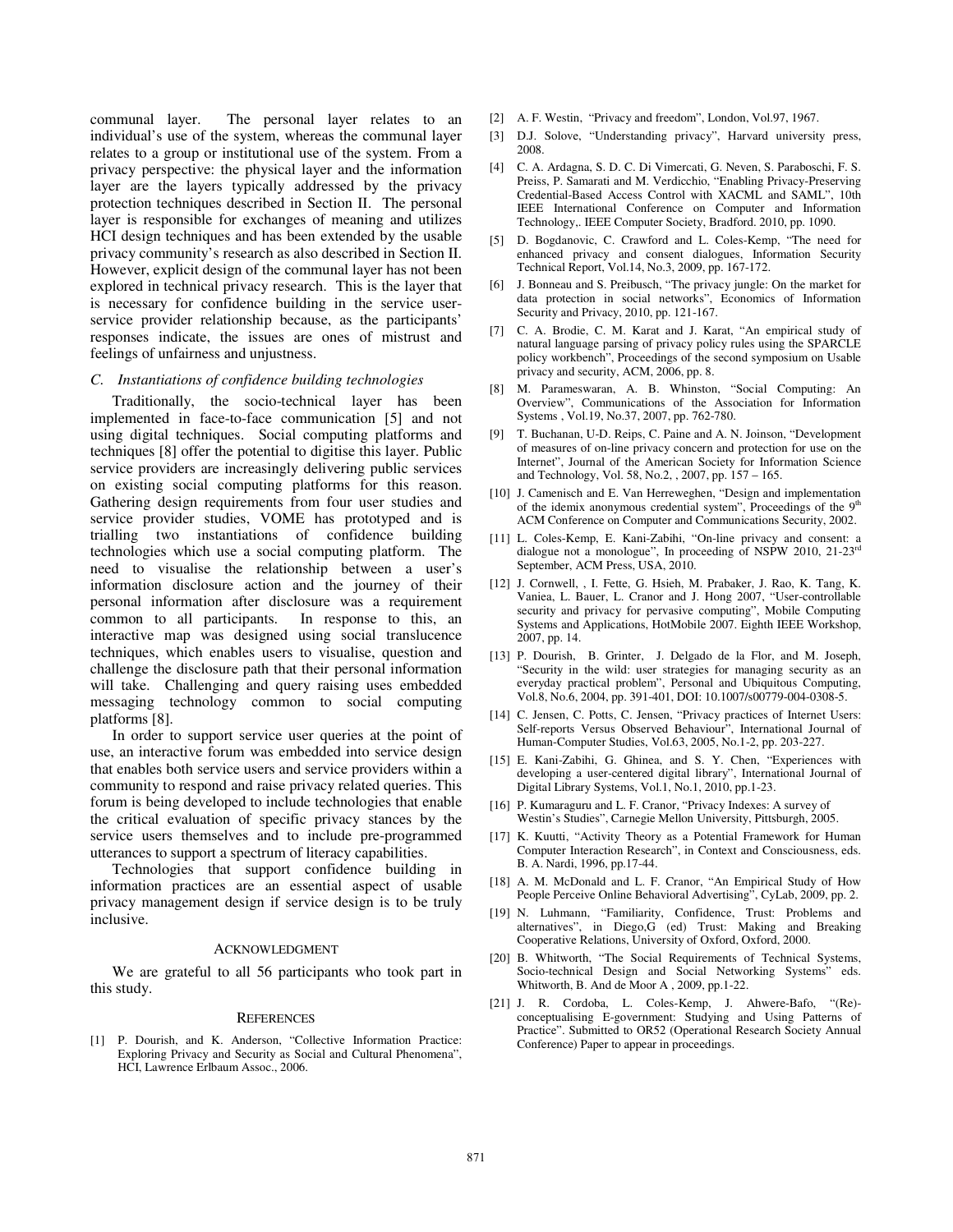communal layer. The personal layer relates to an individual's use of the system, whereas the communal layer relates to a group or institutional use of the system. From a privacy perspective: the physical layer and the information layer are the layers typically addressed by the privacy protection techniques described in Section II. The personal layer is responsible for exchanges of meaning and utilizes HCI design techniques and has been extended by the usable privacy community's research as also described in Section II. However, explicit design of the communal layer has not been explored in technical privacy research. This is the layer that is necessary for confidence building in the service user-service provider relationship because, as the participants' responses indicate, the issues are ones of mistrust and feelings of unfairness and unjustness.

### *C. Instantiations of confidence building technologies*

Traditionally, the socio-technical layer has been implemented in face-to-face communication [5] and not using digital techniques. Social computing platforms and techniques [8] offer the potential to digitise this layer. Public service providers are increasingly delivering public services on existing social computing platforms for this reason. Gathering design requirements from four user studies and service provider studies, VOME has prototyped and is trialling two instantiations of confidence building technologies which use a social computing platform. The need to visualise the relationship between a user's information disclosure action and the journey of their personal information after disclosure was a requirement common to all participants. In response to this, an interactive map was designed using social translucence techniques, which enables users to visualise, question and challenge the disclosure path that their personal information will take. Challenging and query raising uses embedded messaging technology common to social computing platforms [8].

In order to support service user queries at the point of use, an interactive forum was embedded into service design that enables both service users and service providers within a community to respond and raise privacy related queries. This forum is being developed to include technologies that enable the critical evaluation of specific privacy stances by the service users themselves and to include pre-programmed utterances to support a spectrum of literacy capabilities.

Technologies that support confidence building in information practices are an essential aspect of usable privacy management design if service design is to be truly inclusive.

## ACKNOWLEDGMENT

We are grateful to all 56 participants who took part in this study.

## REFERENCES

[1] P. Dourish, and K. Anderson, "Collective Information Practice: Exploring Privacy and Security as Social and Cultural Phenomena", HCI, Lawrence Erlbaum Assoc., 2006.

[2] A. F. Westin, "Privacy and freedom", London, Vol.97, 1967.

[3] D.J. Solove, "Understanding privacy", Harvard university press, 2008.

[4] C. A. Ardagna, S. D. C. Di Vimercati, G. Neven, S. Paraboschi, F. S. Preiss, P. Samarati and M. Verdicchio, "Enabling Privacy-Preserving Credential-Based Access Control with XACML and SAML", 10th IEEE International Conference on Computer and Information Technology,. IEEE Computer Society, Bradford. 2010, pp. 1090.

[5] D. Bogdanovic, C. Crawford and L. Coles-Kemp, "The need for enhanced privacy and consent dialogues, Information Security Technical Report, Vol.14, No.3, 2009, pp. 167-172.

[6] J. Bonneau and S. Preibusch, "The privacy jungle: On the market for data protection in social networks", Economics of Information Security and Privacy, 2010, pp. 121-167.

[7] C. A. Brodie, C. M. Karat and J. Karat, "An empirical study of natural language parsing of privacy policy rules using the SPARCLE policy workbench", Proceedings of the second symposium on Usable privacy and security, ACM, 2006, pp. 8.

[8] M. Parameswaran, A. B. Whinston, "Social Computing: An Overview", Communications of the Association for Information Systems , Vol.19, No.37, 2007, pp. 762-780.

[9] T. Buchanan, U-D. Reips, C. Paine and A. N. Joinson, "Development of measures of on-line privacy concern and protection for use on the Internet", Journal of the American Society for Information Science and Technology, Vol. 58, No.2, , 2007, pp. 157 – 165.

[10] J. Camenisch and E. Van Herreweghen, "Design and implementation of the idemix anonymous credential system", Proceedings of the 9th ACM Conference on Computer and Communications Security, 2002.

[11] L. Coles-Kemp, E. Kani-Zabihi, "On-line privacy and consent: a dialogue not a monologue", In proceeding of NSPW 2010, 21-23rd September, ACM Press, USA, 2010.

[12] J. Cornwell, , I. Fette, G. Hsieh, M. Prabaker, J. Rao, K. Tang, K. Vaniea, L. Bauer, L. Cranor and J. Hong 2007, "User-controllable security and privacy for pervasive computing", Mobile Computing Systems and Applications, HotMobile 2007. Eighth IEEE Workshop, 2007, pp. 14.

[13] P. Dourish, B. Grinter, J. Delgado de la Flor, and M. Joseph, "Security in the wild: user strategies for managing security as an everyday practical problem", Personal and Ubiquitous Computing, Vol.8, No.6, 2004, pp. 391-401, DOI: 10.1007/s00779-004-0308-5.

[14] C. Jensen, C. Potts, C. Jensen, "Privacy practices of Internet Users: Self-reports Versus Observed Behaviour", International Journal of Human-Computer Studies, Vol.63, 2005, No.1-2, pp. 203-227.

[15] E. Kani-Zabihi, G. Ghinea, and S. Y. Chen, "Experiences with developing a user-centered digital library", International Journal of Digital Library Systems, Vol.1, No.1, 2010, pp.1-23.

[16] P. Kumaraguru and L. F. Cranor, "Privacy Indexes: A survey of Westin's Studies", Carnegie Mellon University, Pittsburgh, 2005.

[17] K. Kuutti, "Activity Theory as a Potential Framework for Human Computer Interaction Research", in Context and Consciousness, eds. B. A. Nardi, 1996, pp.17-44.

[18] A. M. McDonald and L. F. Cranor, "An Empirical Study of How People Perceive Online Behavioral Advertising", CyLab, 2009, pp. 2.

[19] N. Luhmann, "Familiarity, Confidence, Trust: Problems and alternatives", in Diego,G (ed) Trust: Making and Breaking Cooperative Relations, University of Oxford, Oxford, 2000.

[20] B. Whitworth, "The Social Requirements of Technical Systems, Socio-technical Design and Social Networking Systems" eds. Whitworth, B. And de Moor A , 2009, pp.1-22.

[21] J. R. Cordoba, L. Coles-Kemp, J. Ahwere-Bafo, "(Re)-conceptualising E-government: Studying and Using Patterns of Practice". Submitted to OR52 (Operational Research Society Annual Conference) Paper to appear in proceedings.